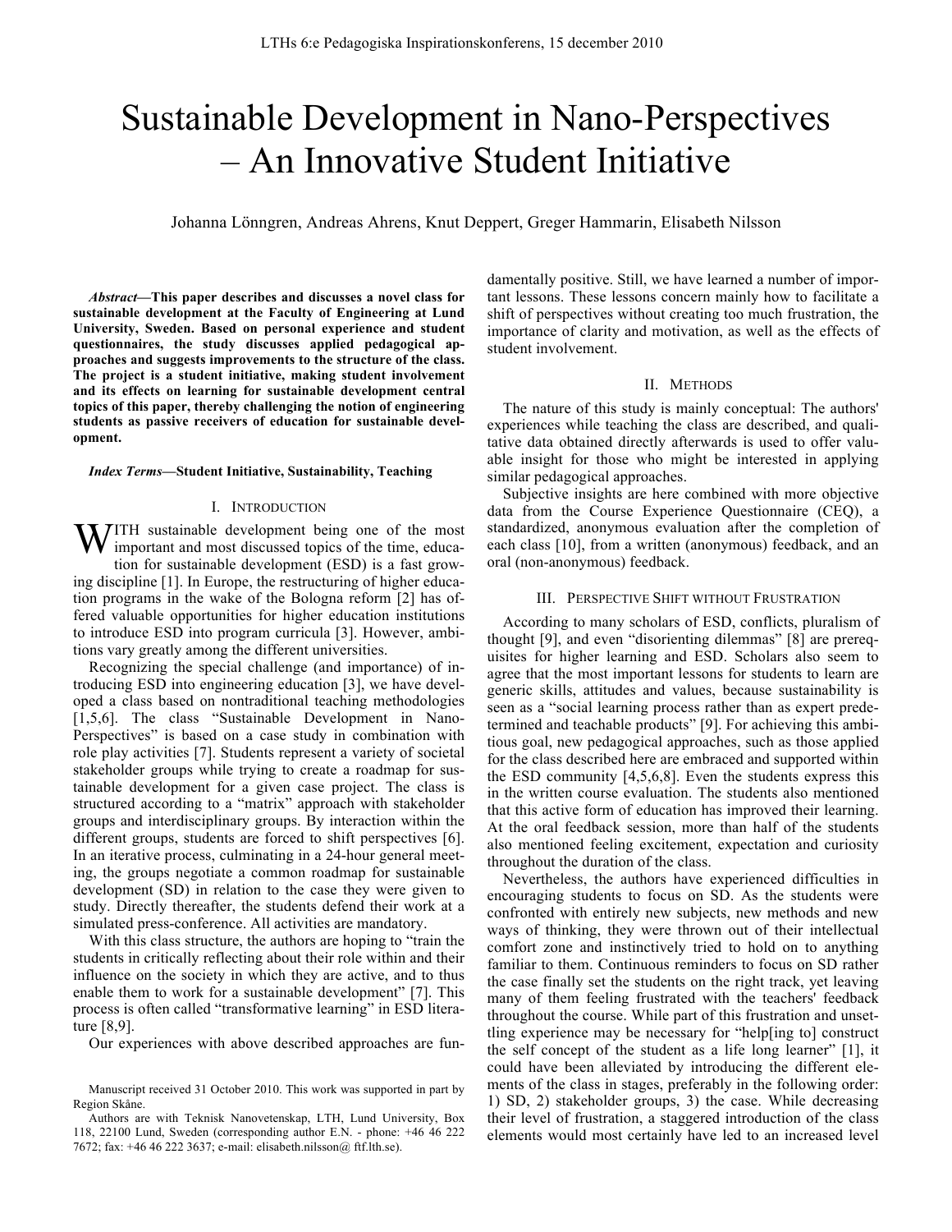# Sustainable Development in Nano-Perspectives – An Innovative Student Initiative

Johanna Lönngren, Andreas Ahrens, Knut Deppert, Greger Hammarin, Elisabeth Nilsson

***Abstract*—This paper describes and discusses a novel class for sustainable development at the Faculty of Engineering at Lund University, Sweden. Based on personal experience and student questionnaires, the study discusses applied pedagogical approaches and suggests improvements to the structure of the class. The project is a student initiative, making student involvement and its effects on learning for sustainable development central topics of this paper, thereby challenging the notion of engineering students as passive receivers of education for sustainable development.**

***Index Terms*—Student Initiative, Sustainability, Teaching**

## I. Introduction

With sustainable development being one of the most important and most discussed topics of the time, education for sustainable development (ESD) is a fast growing discipline [1]. In Europe, the restructuring of higher education programs in the wake of the Bologna reform [2] has offered valuable opportunities for higher education institutions to introduce ESD into program curricula [3]. However, ambitions vary greatly among the different universities.

Recognizing the special challenge (and importance) of introducing ESD into engineering education [3], we have developed a class based on nontraditional teaching methodologies [1,5,6]. The class "Sustainable Development in Nano-Perspectives" is based on a case study in combination with role play activities [7]. Students represent a variety of societal stakeholder groups while trying to create a roadmap for sustainable development for a given case project. The class is structured according to a "matrix" approach with stakeholder groups and interdisciplinary groups. By interaction within the different groups, students are forced to shift perspectives [6]. In an iterative process, culminating in a 24-hour general meeting, the groups negotiate a common roadmap for sustainable development (SD) in relation to the case they were given to study. Directly thereafter, the students defend their work at a simulated press-conference. All activities are mandatory.

With this class structure, the authors are hoping to "train the students in critically reflecting about their role within and their influence on the society in which they are active, and to thus enable them to work for a sustainable development" [7]. This process is often called "transformative learning" in ESD literature [8,9].

Our experiences with above described approaches are fundamentally positive. Still, we have learned a number of important lessons. These lessons concern mainly how to facilitate a shift of perspectives without creating too much frustration, the importance of clarity and motivation, as well as the effects of student involvement.

Manuscript received 31 October 2010. This work was supported in part by Region Skåne.

Authors are with Teknisk Nanovetenskap, LTH, Lund University, Box 118, 22100 Lund, Sweden (corresponding author E.N. - phone: +46 46 222 7672; fax: +46 46 222 3637; e-mail: elisabeth.nilsson@ ftf.lth.se).

## II. Methods

The nature of this study is mainly conceptual: The authors' experiences while teaching the class are described, and qualitative data obtained directly afterwards is used to offer valuable insight for those who might be interested in applying similar pedagogical approaches.

Subjective insights are here combined with more objective data from the Course Experience Questionnaire (CEQ), a standardized, anonymous evaluation after the completion of each class [10], from a written (anonymous) feedback, and an oral (non-anonymous) feedback.

## III. Perspective Shift without Frustration

According to many scholars of ESD, conflicts, pluralism of thought [9], and even "disorienting dilemmas" [8] are prerequisites for higher learning and ESD. Scholars also seem to agree that the most important lessons for students to learn are generic skills, attitudes and values, because sustainability is seen as a "social learning process rather than as expert predetermined and teachable products" [9]. For achieving this ambitious goal, new pedagogical approaches, such as those applied for the class described here are embraced and supported within the ESD community [4,5,6,8]. Even the students express this in the written course evaluation. The students also mentioned that this active form of education has improved their learning. At the oral feedback session, more than half of the students also mentioned feeling excitement, expectation and curiosity throughout the duration of the class.

Nevertheless, the authors have experienced difficulties in encouraging students to focus on SD. As the students were confronted with entirely new subjects, new methods and new ways of thinking, they were thrown out of their intellectual comfort zone and instinctively tried to hold on to anything familiar to them. Continuous reminders to focus on SD rather the case finally set the students on the right track, yet leaving many of them feeling frustrated with the teachers' feedback throughout the course. While part of this frustration and unsettling experience may be necessary for "help[ing to] construct the self concept of the student as a life long learner" [1], it could have been alleviated by introducing the different elements of the class in stages, preferably in the following order: 1) SD, 2) stakeholder groups, 3) the case. While decreasing their level of frustration, a staggered introduction of the class elements would most certainly have led to an increased level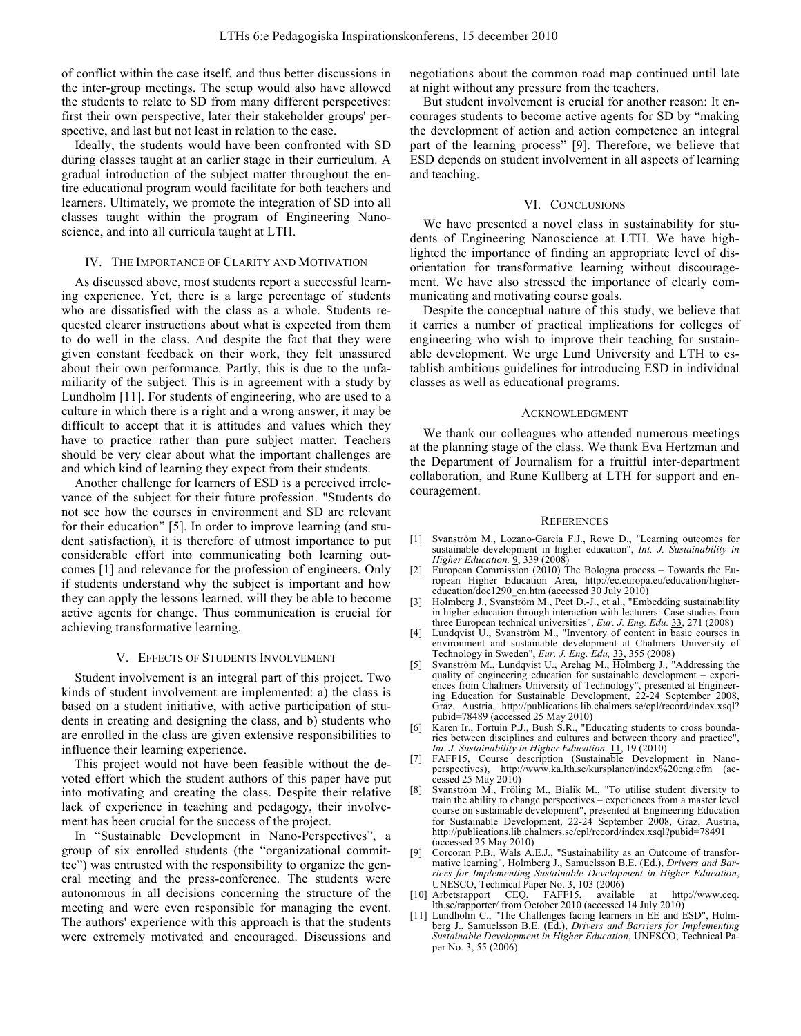of conflict within the case itself, and thus better discussions in the inter-group meetings. The setup would also have allowed the students to relate to SD from many different perspectives: first their own perspective, later their stakeholder groups' perspective, and last but not least in relation to the case.

Ideally, the students would have been confronted with SD during classes taught at an earlier stage in their curriculum. A gradual introduction of the subject matter throughout the entire educational program would facilitate for both teachers and learners. Ultimately, we promote the integration of SD into all classes taught within the program of Engineering Nanoscience, and into all curricula taught at LTH.

## IV. The Importance of Clarity and Motivation

As discussed above, most students report a successful learning experience. Yet, there is a large percentage of students who are dissatisfied with the class as a whole. Students requested clearer instructions about what is expected from them to do well in the class. And despite the fact that they were given constant feedback on their work, they felt unassured about their own performance. Partly, this is due to the unfamiliarity of the subject. This is in agreement with a study by Lundholm [11]. For students of engineering, who are used to a culture in which there is a right and a wrong answer, it may be difficult to accept that it is attitudes and values which they have to practice rather than pure subject matter. Teachers should be very clear about what the important challenges are and which kind of learning they expect from their students.

Another challenge for learners of ESD is a perceived irrelevance of the subject for their future profession. "Students do not see how the courses in environment and SD are relevant for their education" [5]. In order to improve learning (and student satisfaction), it is therefore of utmost importance to put considerable effort into communicating both learning outcomes [1] and relevance for the profession of engineers. Only if students understand why the subject is important and how they can apply the lessons learned, will they be able to become active agents for change. Thus communication is crucial for achieving transformative learning.

## V. Effects of Students Involvement

Student involvement is an integral part of this project. Two kinds of student involvement are implemented: a) the class is based on a student initiative, with active participation of students in creating and designing the class, and b) students who are enrolled in the class are given extensive responsibilities to influence their learning experience.

This project would not have been feasible without the devoted effort which the student authors of this paper have put into motivating and creating the class. Despite their relative lack of experience in teaching and pedagogy, their involvement has been crucial for the success of the project.

In "Sustainable Development in Nano-Perspectives", a group of six enrolled students (the "organizational committee") was entrusted with the responsibility to organize the general meeting and the press-conference. The students were autonomous in all decisions concerning the structure of the meeting and were even responsible for managing the event. The authors' experience with this approach is that the students were extremely motivated and encouraged. Discussions and negotiations about the common road map continued until late at night without any pressure from the teachers.

But student involvement is crucial for another reason: It encourages students to become active agents for SD by "making the development of action and action competence an integral part of the learning process" [9]. Therefore, we believe that ESD depends on student involvement in all aspects of learning and teaching.

## VI. Conclusions

We have presented a novel class in sustainability for students of Engineering Nanoscience at LTH. We have highlighted the importance of finding an appropriate level of disorientation for transformative learning without discouragement. We have also stressed the importance of clearly communicating and motivating course goals.

Despite the conceptual nature of this study, we believe that it carries a number of practical implications for colleges of engineering who wish to improve their teaching for sustainable development. We urge Lund University and LTH to establish ambitious guidelines for introducing ESD in individual classes as well as educational programs.

## Acknowledgment

We thank our colleagues who attended numerous meetings at the planning stage of the class. We thank Eva Hertzman and the Department of Journalism for a fruitful inter-department collaboration, and Rune Kullberg at LTH for support and encouragement.

## References

[1] Svanström M., Lozano-García F.J., Rowe D., "Learning outcomes for sustainable development in higher education", *Int. J. Sustainability in Higher Education.* 9, 339 (2008)

[2] European Commission (2010) The Bologna process – Towards the European Higher Education Area, http://ec.europa.eu/education/higher-education/doc1290_en.htm (accessed 30 July 2010)

[3] Holmberg J., Svanström M., Peet D.-J., et al., "Embedding sustainability in higher education through interaction with lecturers: Case studies from three European technical universities", *Eur. J. Eng. Edu.* 33, 271 (2008)

[4] Lundqvist U., Svanström M., "Inventory of content in basic courses in environment and sustainable development at Chalmers University of Technology in Sweden", *Eur. J. Eng. Edu,* 33, 355 (2008)

[5] Svanström M., Lundqvist U., Arehag M., Holmberg J., "Addressing the quality of engineering education for sustainable development – experiences from Chalmers University of Technology", presented at Engineering Education for Sustainable Development, 22-24 September 2008, Graz, Austria, http://publications.lib.chalmers.se/cpl/record/index.xsql?pubid=78489 (accessed 25 May 2010)

[6] Karen Ir., Fortuin P.J., Bush S.R., "Educating students to cross boundaries between disciplines and cultures and between theory and practice", *Int. J. Sustainability in Higher Education*. 11, 19 (2010)

[7] FAFF15, Course description (Sustainable Development in Nano-perspectives), http://www.ka.lth.se/kursplaner/index%20eng.cfm (accessed 25 May 2010)

[8] Svanström M., Fröling M., Bialik M., "To utilise student diversity to train the ability to change perspectives – experiences from a master level course on sustainable development", presented at Engineering Education for Sustainable Development, 22-24 September 2008, Graz, Austria, http://publications.lib.chalmers.se/cpl/record/index.xsql?pubid=78491 (accessed 25 May 2010)

[9] Corcoran P.B., Wals A.E.J., "Sustainability as an Outcome of transformative learning", Holmberg J., Samuelsson B.E. (Ed.), *Drivers and Barriers for Implementing Sustainable Development in Higher Education*, UNESCO, Technical Paper No. 3, 103 (2006)

[10] Arbetsrapport CEQ, FAFF15, available at http://www.ceq.lth.se/rapporter/ from October 2010 (accessed 14 July 2010)

[11] Lundholm C., "The Challenges facing learners in EE and ESD", Holmberg J., Samuelsson B.E. (Ed.), *Drivers and Barriers for Implementing Sustainable Development in Higher Education*, UNESCO, Technical Paper No. 3, 55 (2006)